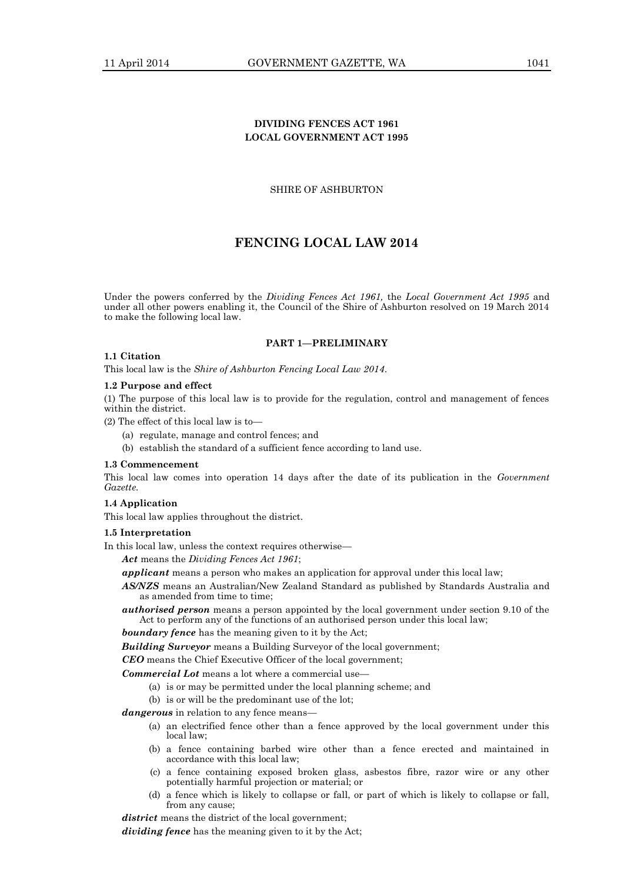**DIVIDING FENCES ACT 1961**
**LOCAL GOVERNMENT ACT 1995**

SHIRE OF ASHBURTON

# FENCING LOCAL LAW 2014

Under the powers conferred by the *Dividing Fences Act 1961,* the *Local Government Act 1995* and under all other powers enabling it, the Council of the Shire of Ashburton resolved on 19 March 2014 to make the following local law.

## PART 1—PRELIMINARY

### 1.1 Citation

This local law is the *Shire of Ashburton Fencing Local Law 2014*.

### 1.2 Purpose and effect

(1) The purpose of this local law is to provide for the regulation, control and management of fences within the district.

(2) The effect of this local law is to—

- (a) regulate, manage and control fences; and
- (b) establish the standard of a sufficient fence according to land use.

### 1.3 Commencement

This local law comes into operation 14 days after the date of its publication in the *Government Gazette*.

### 1.4 Application

This local law applies throughout the district.

### 1.5 Interpretation

In this local law, unless the context requires otherwise—

***Act*** means the *Dividing Fences Act 1961*;

***applicant*** means a person who makes an application for approval under this local law;

***AS/NZS*** means an Australian/New Zealand Standard as published by Standards Australia and as amended from time to time;

***authorised person*** means a person appointed by the local government under section 9.10 of the Act to perform any of the functions of an authorised person under this local law;

***boundary fence*** has the meaning given to it by the Act;

***Building Surveyor*** means a Building Surveyor of the local government;

***CEO*** means the Chief Executive Officer of the local government;

***Commercial Lot*** means a lot where a commercial use—

- (a) is or may be permitted under the local planning scheme; and
- (b) is or will be the predominant use of the lot;

***dangerous*** in relation to any fence means—

- (a) an electrified fence other than a fence approved by the local government under this local law;
- (b) a fence containing barbed wire other than a fence erected and maintained in accordance with this local law;
- (c) a fence containing exposed broken glass, asbestos fibre, razor wire or any other potentially harmful projection or material; or
- (d) a fence which is likely to collapse or fall, or part of which is likely to collapse or fall, from any cause;

***district*** means the district of the local government;

***dividing fence*** has the meaning given to it by the Act;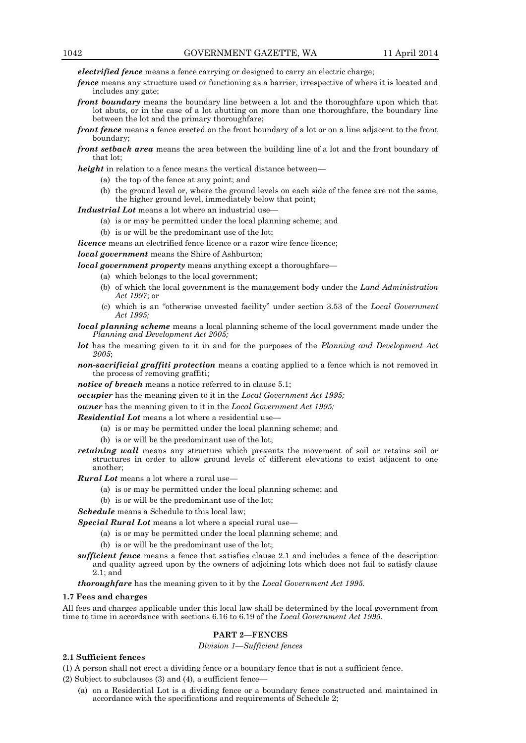***electrified fence*** means a fence carrying or designed to carry an electric charge;

***fence*** means any structure used or functioning as a barrier, irrespective of where it is located and includes any gate;

***front boundary*** means the boundary line between a lot and the thoroughfare upon which that lot abuts, or in the case of a lot abutting on more than one thoroughfare, the boundary line between the lot and the primary thoroughfare;

***front fence*** means a fence erected on the front boundary of a lot or on a line adjacent to the front boundary;

***front setback area*** means the area between the building line of a lot and the front boundary of that lot;

***height*** in relation to a fence means the vertical distance between—

(a) the top of the fence at any point; and

(b) the ground level or, where the ground levels on each side of the fence are not the same, the higher ground level, immediately below that point;

***Industrial Lot*** means a lot where an industrial use—

(a) is or may be permitted under the local planning scheme; and

(b) is or will be the predominant use of the lot;

***licence*** means an electrified fence licence or a razor wire fence licence;

***local government*** means the Shire of Ashburton;

***local government property*** means anything except a thoroughfare—

(a) which belongs to the local government;

(b) of which the local government is the management body under the *Land Administration Act 1997*; or

(c) which is an "otherwise unvested facility" under section 3.53 of the *Local Government Act 1995;*

***local planning scheme*** means a local planning scheme of the local government made under the *Planning and Development Act 2005;*

***lot*** has the meaning given to it in and for the purposes of the *Planning and Development Act 2005*;

***non-sacrificial graffiti protection*** means a coating applied to a fence which is not removed in the process of removing graffiti;

***notice of breach*** means a notice referred to in clause 5.1;

***occupier*** has the meaning given to it in the *Local Government Act 1995;*

***owner*** has the meaning given to it in the *Local Government Act 1995;*

***Residential Lot*** means a lot where a residential use—

(a) is or may be permitted under the local planning scheme; and

(b) is or will be the predominant use of the lot;

***retaining wall*** means any structure which prevents the movement of soil or retains soil or structures in order to allow ground levels of different elevations to exist adjacent to one another;

***Rural Lot*** means a lot where a rural use—

(a) is or may be permitted under the local planning scheme; and

(b) is or will be the predominant use of the lot;

***Schedule*** means a Schedule to this local law;

***Special Rural Lot*** means a lot where a special rural use—

(a) is or may be permitted under the local planning scheme; and

(b) is or will be the predominant use of the lot;

***sufficient fence*** means a fence that satisfies clause 2.1 and includes a fence of the description and quality agreed upon by the owners of adjoining lots which does not fail to satisfy clause 2.1; and

***thoroughfare*** has the meaning given to it by the *Local Government Act 1995.*

### 1.7 Fees and charges

All fees and charges applicable under this local law shall be determined by the local government from time to time in accordance with sections 6.16 to 6.19 of the *Local Government Act 1995*.

## PART 2—FENCES

*Division 1—Sufficient fences*

### 2.1 Sufficient fences

(1) A person shall not erect a dividing fence or a boundary fence that is not a sufficient fence.

(2) Subject to subclauses (3) and (4), a sufficient fence—

(a) on a Residential Lot is a dividing fence or a boundary fence constructed and maintained in accordance with the specifications and requirements of Schedule 2;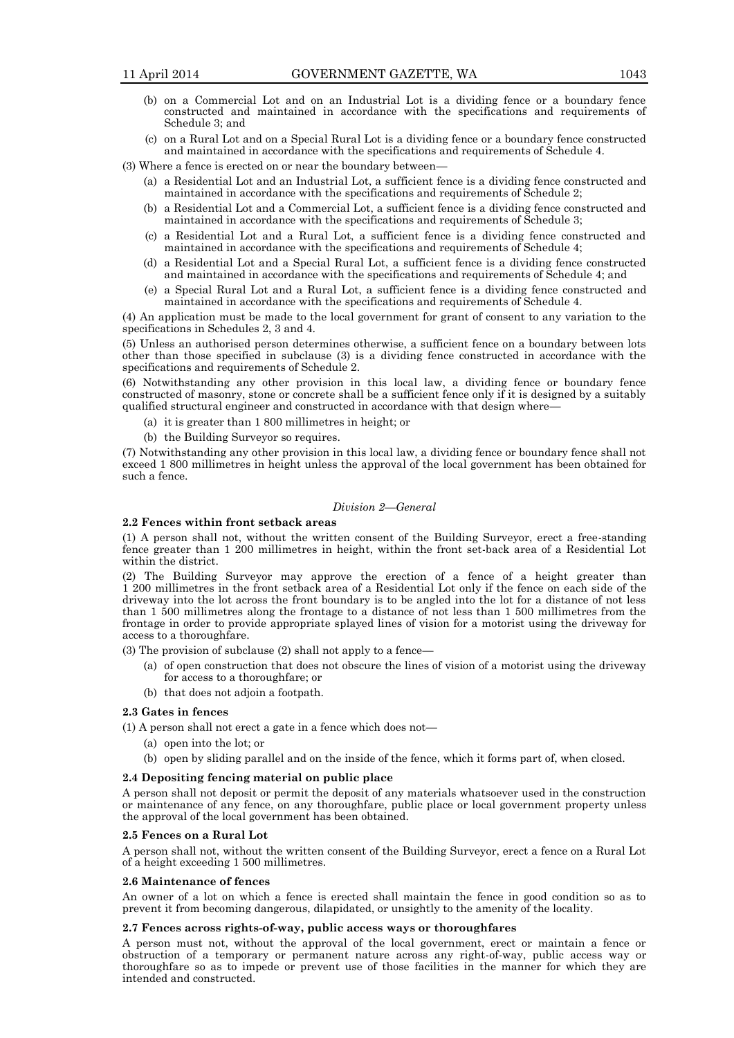(b) on a Commercial Lot and on an Industrial Lot is a dividing fence or a boundary fence constructed and maintained in accordance with the specifications and requirements of Schedule 3; and

(c) on a Rural Lot and on a Special Rural Lot is a dividing fence or a boundary fence constructed and maintained in accordance with the specifications and requirements of Schedule 4.

(3) Where a fence is erected on or near the boundary between—

(a) a Residential Lot and an Industrial Lot, a sufficient fence is a dividing fence constructed and maintained in accordance with the specifications and requirements of Schedule 2;

(b) a Residential Lot and a Commercial Lot, a sufficient fence is a dividing fence constructed and maintained in accordance with the specifications and requirements of Schedule 3;

(c) a Residential Lot and a Rural Lot, a sufficient fence is a dividing fence constructed and maintained in accordance with the specifications and requirements of Schedule 4;

(d) a Residential Lot and a Special Rural Lot, a sufficient fence is a dividing fence constructed and maintained in accordance with the specifications and requirements of Schedule 4; and

(e) a Special Rural Lot and a Rural Lot, a sufficient fence is a dividing fence constructed and maintained in accordance with the specifications and requirements of Schedule 4.

(4) An application must be made to the local government for grant of consent to any variation to the specifications in Schedules 2, 3 and 4.

(5) Unless an authorised person determines otherwise, a sufficient fence on a boundary between lots other than those specified in subclause (3) is a dividing fence constructed in accordance with the specifications and requirements of Schedule 2.

(6) Notwithstanding any other provision in this local law, a dividing fence or boundary fence constructed of masonry, stone or concrete shall be a sufficient fence only if it is designed by a suitably qualified structural engineer and constructed in accordance with that design where—

(a) it is greater than 1 800 millimetres in height; or

(b) the Building Surveyor so requires.

(7) Notwithstanding any other provision in this local law, a dividing fence or boundary fence shall not exceed 1 800 millimetres in height unless the approval of the local government has been obtained for such a fence.

*Division 2—General*

**2.2 Fences within front setback areas**

(1) A person shall not, without the written consent of the Building Surveyor, erect a free-standing fence greater than 1 200 millimetres in height, within the front set-back area of a Residential Lot within the district.

(2) The Building Surveyor may approve the erection of a fence of a height greater than 1 200 millimetres in the front setback area of a Residential Lot only if the fence on each side of the driveway into the lot across the front boundary is to be angled into the lot for a distance of not less than 1 500 millimetres along the frontage to a distance of not less than 1 500 millimetres from the frontage in order to provide appropriate splayed lines of vision for a motorist using the driveway for access to a thoroughfare.

(3) The provision of subclause (2) shall not apply to a fence—

(a) of open construction that does not obscure the lines of vision of a motorist using the driveway for access to a thoroughfare; or

(b) that does not adjoin a footpath.

**2.3 Gates in fences**

(1) A person shall not erect a gate in a fence which does not—

(a) open into the lot; or

(b) open by sliding parallel and on the inside of the fence, which it forms part of, when closed.

**2.4 Depositing fencing material on public place**

A person shall not deposit or permit the deposit of any materials whatsoever used in the construction or maintenance of any fence, on any thoroughfare, public place or local government property unless the approval of the local government has been obtained.

**2.5 Fences on a Rural Lot**

A person shall not, without the written consent of the Building Surveyor, erect a fence on a Rural Lot of a height exceeding 1 500 millimetres.

**2.6 Maintenance of fences**

An owner of a lot on which a fence is erected shall maintain the fence in good condition so as to prevent it from becoming dangerous, dilapidated, or unsightly to the amenity of the locality.

**2.7 Fences across rights-of-way, public access ways or thoroughfares**

A person must not, without the approval of the local government, erect or maintain a fence or obstruction of a temporary or permanent nature across any right-of-way, public access way or thoroughfare so as to impede or prevent use of those facilities in the manner for which they are intended and constructed.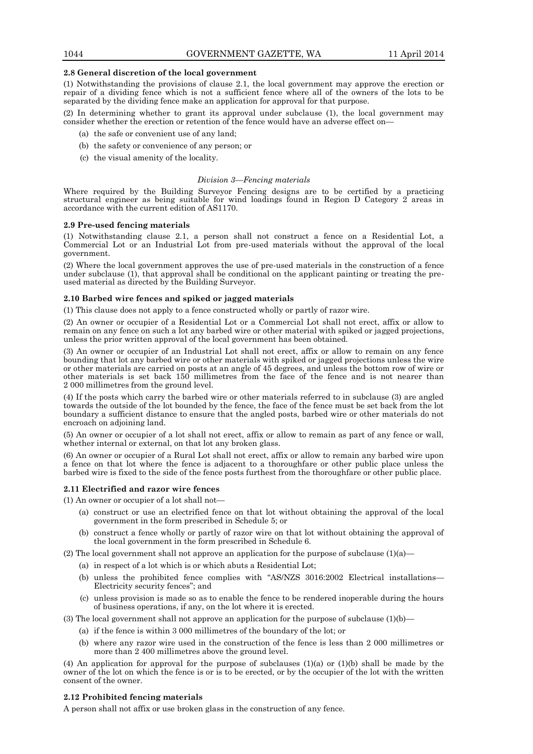**2.8 General discretion of the local government**

(1) Notwithstanding the provisions of clause 2.1, the local government may approve the erection or repair of a dividing fence which is not a sufficient fence where all of the owners of the lots to be separated by the dividing fence make an application for approval for that purpose.

(2) In determining whether to grant its approval under subclause (1), the local government may consider whether the erection or retention of the fence would have an adverse effect on—

- (a) the safe or convenient use of any land;
- (b) the safety or convenience of any person; or
- (c) the visual amenity of the locality.

*Division 3—Fencing materials*

Where required by the Building Surveyor Fencing designs are to be certified by a practicing structural engineer as being suitable for wind loadings found in Region D Category 2 areas in accordance with the current edition of AS1170.

**2.9 Pre-used fencing materials**

(1) Notwithstanding clause 2.1, a person shall not construct a fence on a Residential Lot, a Commercial Lot or an Industrial Lot from pre-used materials without the approval of the local government.

(2) Where the local government approves the use of pre-used materials in the construction of a fence under subclause (1), that approval shall be conditional on the applicant painting or treating the pre-used material as directed by the Building Surveyor.

**2.10 Barbed wire fences and spiked or jagged materials**

(1) This clause does not apply to a fence constructed wholly or partly of razor wire.

(2) An owner or occupier of a Residential Lot or a Commercial Lot shall not erect, affix or allow to remain on any fence on such a lot any barbed wire or other material with spiked or jagged projections, unless the prior written approval of the local government has been obtained.

(3) An owner or occupier of an Industrial Lot shall not erect, affix or allow to remain on any fence bounding that lot any barbed wire or other materials with spiked or jagged projections unless the wire or other materials are carried on posts at an angle of 45 degrees, and unless the bottom row of wire or other materials is set back 150 millimetres from the face of the fence and is not nearer than 2 000 millimetres from the ground level.

(4) If the posts which carry the barbed wire or other materials referred to in subclause (3) are angled towards the outside of the lot bounded by the fence, the face of the fence must be set back from the lot boundary a sufficient distance to ensure that the angled posts, barbed wire or other materials do not encroach on adjoining land.

(5) An owner or occupier of a lot shall not erect, affix or allow to remain as part of any fence or wall, whether internal or external, on that lot any broken glass.

(6) An owner or occupier of a Rural Lot shall not erect, affix or allow to remain any barbed wire upon a fence on that lot where the fence is adjacent to a thoroughfare or other public place unless the barbed wire is fixed to the side of the fence posts furthest from the thoroughfare or other public place.

**2.11 Electrified and razor wire fences**

(1) An owner or occupier of a lot shall not—

- (a) construct or use an electrified fence on that lot without obtaining the approval of the local government in the form prescribed in Schedule 5; or
- (b) construct a fence wholly or partly of razor wire on that lot without obtaining the approval of the local government in the form prescribed in Schedule 6.

(2) The local government shall not approve an application for the purpose of subclause (1)(a)—

- (a) in respect of a lot which is or which abuts a Residential Lot;
- (b) unless the prohibited fence complies with "AS/NZS 3016:2002 Electrical installations—Electricity security fences"; and
- (c) unless provision is made so as to enable the fence to be rendered inoperable during the hours of business operations, if any, on the lot where it is erected.

(3) The local government shall not approve an application for the purpose of subclause (1)(b)—

- (a) if the fence is within 3 000 millimetres of the boundary of the lot; or
- (b) where any razor wire used in the construction of the fence is less than 2 000 millimetres or more than 2 400 millimetres above the ground level.

(4) An application for approval for the purpose of subclauses (1)(a) or (1)(b) shall be made by the owner of the lot on which the fence is or is to be erected, or by the occupier of the lot with the written consent of the owner.

**2.12 Prohibited fencing materials**

A person shall not affix or use broken glass in the construction of any fence.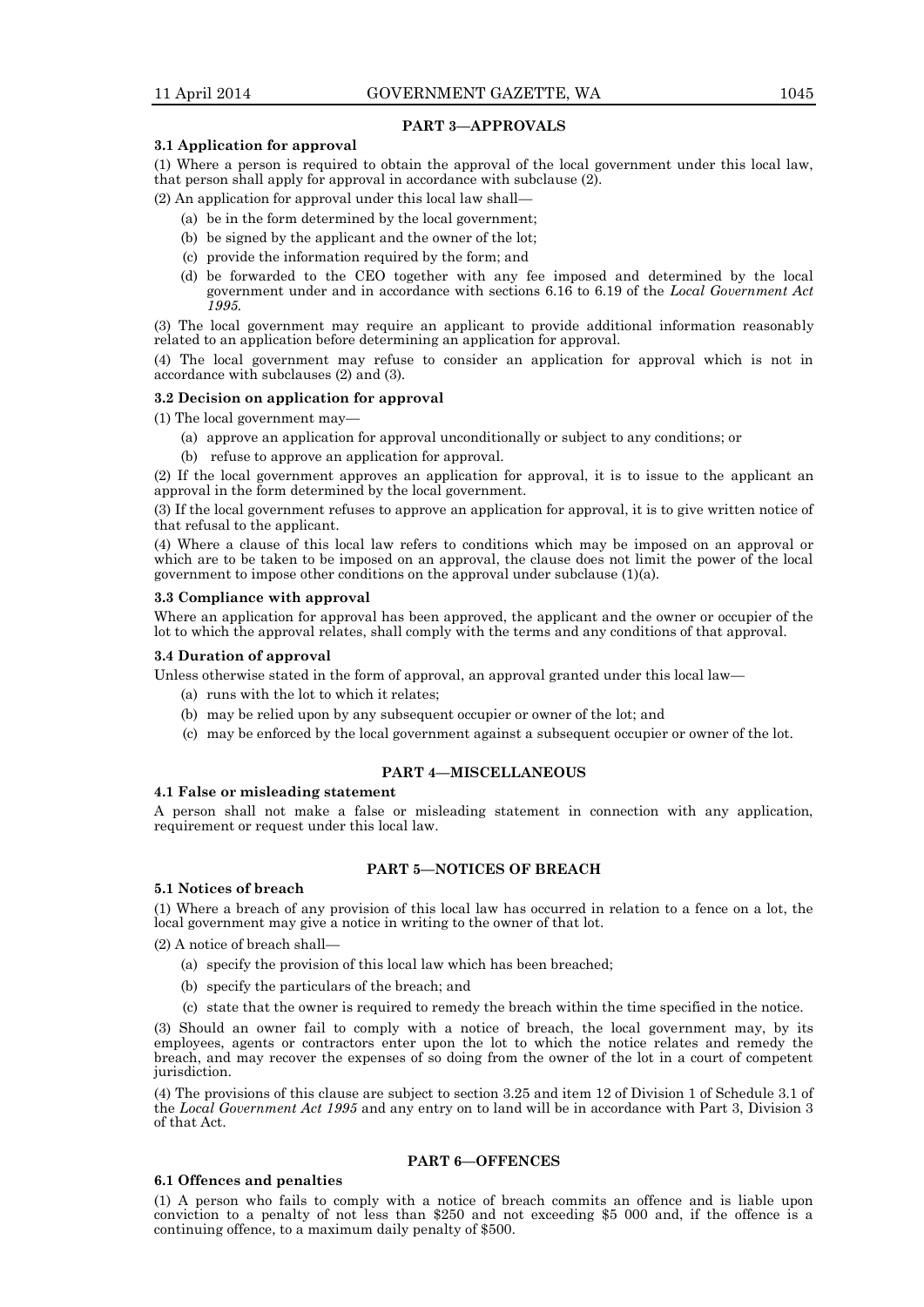## PART 3—APPROVALS

### 3.1 Application for approval

(1) Where a person is required to obtain the approval of the local government under this local law, that person shall apply for approval in accordance with subclause (2).

(2) An application for approval under this local law shall—

- (a) be in the form determined by the local government;
- (b) be signed by the applicant and the owner of the lot;
- (c) provide the information required by the form; and
- (d) be forwarded to the CEO together with any fee imposed and determined by the local government under and in accordance with sections 6.16 to 6.19 of the *Local Government Act 1995*.

(3) The local government may require an applicant to provide additional information reasonably related to an application before determining an application for approval.

(4) The local government may refuse to consider an application for approval which is not in accordance with subclauses (2) and (3).

### 3.2 Decision on application for approval

(1) The local government may—

- (a) approve an application for approval unconditionally or subject to any conditions; or
- (b) refuse to approve an application for approval.

(2) If the local government approves an application for approval, it is to issue to the applicant an approval in the form determined by the local government.

(3) If the local government refuses to approve an application for approval, it is to give written notice of that refusal to the applicant.

(4) Where a clause of this local law refers to conditions which may be imposed on an approval or which are to be taken to be imposed on an approval, the clause does not limit the power of the local government to impose other conditions on the approval under subclause (1)(a).

### 3.3 Compliance with approval

Where an application for approval has been approved, the applicant and the owner or occupier of the lot to which the approval relates, shall comply with the terms and any conditions of that approval.

### 3.4 Duration of approval

Unless otherwise stated in the form of approval, an approval granted under this local law—

- (a) runs with the lot to which it relates;
- (b) may be relied upon by any subsequent occupier or owner of the lot; and
- (c) may be enforced by the local government against a subsequent occupier or owner of the lot.

## PART 4—MISCELLANEOUS

### 4.1 False or misleading statement

A person shall not make a false or misleading statement in connection with any application, requirement or request under this local law.

## PART 5—NOTICES OF BREACH

### 5.1 Notices of breach

(1) Where a breach of any provision of this local law has occurred in relation to a fence on a lot, the local government may give a notice in writing to the owner of that lot.

(2) A notice of breach shall—

- (a) specify the provision of this local law which has been breached;
- (b) specify the particulars of the breach; and
- (c) state that the owner is required to remedy the breach within the time specified in the notice.

(3) Should an owner fail to comply with a notice of breach, the local government may, by its employees, agents or contractors enter upon the lot to which the notice relates and remedy the breach, and may recover the expenses of so doing from the owner of the lot in a court of competent jurisdiction.

(4) The provisions of this clause are subject to section 3.25 and item 12 of Division 1 of Schedule 3.1 of the *Local Government Act 1995* and any entry on to land will be in accordance with Part 3, Division 3 of that Act.

## PART 6—OFFENCES

### 6.1 Offences and penalties

(1) A person who fails to comply with a notice of breach commits an offence and is liable upon conviction to a penalty of not less than $250 and not exceeding $5 000 and, if the offence is a continuing offence, to a maximum daily penalty of $500.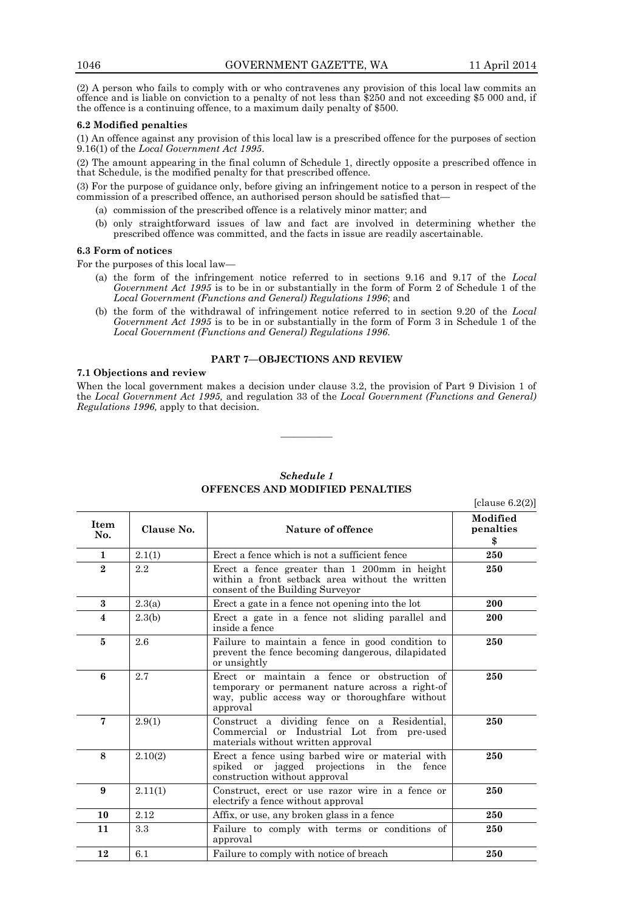(2) A person who fails to comply with or who contravenes any provision of this local law commits an offence and is liable on conviction to a penalty of not less than $250 and not exceeding $5 000 and, if the offence is a continuing offence, to a maximum daily penalty of $500.

**6.2 Modified penalties**

(1) An offence against any provision of this local law is a prescribed offence for the purposes of section 9.16(1) of the *Local Government Act 1995*.

(2) The amount appearing in the final column of Schedule 1, directly opposite a prescribed offence in that Schedule, is the modified penalty for that prescribed offence.

(3) For the purpose of guidance only, before giving an infringement notice to a person in respect of the commission of a prescribed offence, an authorised person should be satisfied that—

(a) commission of the prescribed offence is a relatively minor matter; and

(b) only straightforward issues of law and fact are involved in determining whether the prescribed offence was committed, and the facts in issue are readily ascertainable.

**6.3 Form of notices**

For the purposes of this local law—

(a) the form of the infringement notice referred to in sections 9.16 and 9.17 of the *Local Government Act 1995* is to be in or substantially in the form of Form 2 of Schedule 1 of the *Local Government (Functions and General) Regulations 1996*; and

(b) the form of the withdrawal of infringement notice referred to in section 9.20 of the *Local Government Act 1995* is to be in or substantially in the form of Form 3 in Schedule 1 of the *Local Government (Functions and General) Regulations 1996*.

## PART 7—OBJECTIONS AND REVIEW

**7.1 Objections and review**

When the local government makes a decision under clause 3.2, the provision of Part 9 Division 1 of the *Local Government Act 1995,* and regulation 33 of the *Local Government (Functions and General) Regulations 1996,* apply to that decision.

———————

## *Schedule 1*
## OFFENCES AND MODIFIED PENALTIES

[clause 6.2(2)]

| Item No. | Clause No. | Nature of offence | Modified penalties $ |
|---|---|---|---|
| **1** | 2.1(1) | Erect a fence which is not a sufficient fence | **250** |
| **2** | 2.2 | Erect a fence greater than 1 200mm in height within a front setback area without the written consent of the Building Surveyor | **250** |
| **3** | 2.3(a) | Erect a gate in a fence not opening into the lot | **200** |
| **4** | 2.3(b) | Erect a gate in a fence not sliding parallel and inside a fence | **200** |
| **5** | 2.6 | Failure to maintain a fence in good condition to prevent the fence becoming dangerous, dilapidated or unsightly | **250** |
| **6** | 2.7 | Erect or maintain a fence or obstruction of temporary or permanent nature across a right-of way, public access way or thoroughfare without approval | **250** |
| **7** | 2.9(1) | Construct a dividing fence on a Residential, Commercial or Industrial Lot from pre-used materials without written approval | **250** |
| **8** | 2.10(2) | Erect a fence using barbed wire or material with spiked or jagged projections in the fence construction without approval | **250** |
| **9** | 2.11(1) | Construct, erect or use razor wire in a fence or electrify a fence without approval | **250** |
| **10** | 2.12 | Affix, or use, any broken glass in a fence | **250** |
| **11** | 3.3 | Failure to comply with terms or conditions of approval | **250** |
| **12** | 6.1 | Failure to comply with notice of breach | **250** |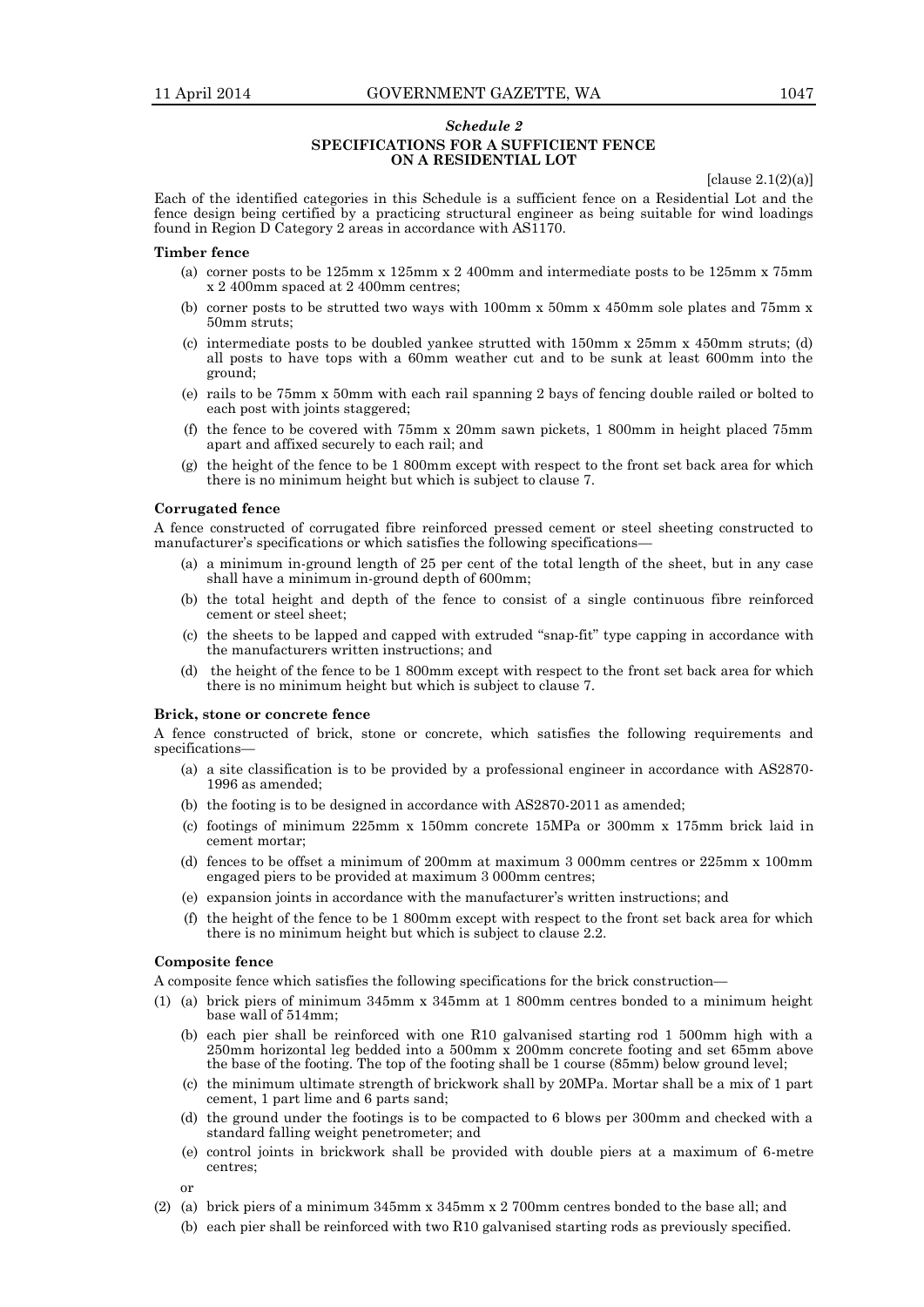## *Schedule 2*

### SPECIFICATIONS FOR A SUFFICIENT FENCE ON A RESIDENTIAL LOT

[clause 2.1(2)(a)]

Each of the identified categories in this Schedule is a sufficient fence on a Residential Lot and the fence design being certified by a practicing structural engineer as being suitable for wind loadings found in Region D Category 2 areas in accordance with AS1170.

**Timber fence**

(a) corner posts to be 125mm x 125mm x 2 400mm and intermediate posts to be 125mm x 75mm x 2 400mm spaced at 2 400mm centres;

(b) corner posts to be strutted two ways with 100mm x 50mm x 450mm sole plates and 75mm x 50mm struts;

(c) intermediate posts to be doubled yankee strutted with 150mm x 25mm x 450mm struts; (d) all posts to have tops with a 60mm weather cut and to be sunk at least 600mm into the ground;

(e) rails to be 75mm x 50mm with each rail spanning 2 bays of fencing double railed or bolted to each post with joints staggered;

(f) the fence to be covered with 75mm x 20mm sawn pickets, 1 800mm in height placed 75mm apart and affixed securely to each rail; and

(g) the height of the fence to be 1 800mm except with respect to the front set back area for which there is no minimum height but which is subject to clause 7.

**Corrugated fence**

A fence constructed of corrugated fibre reinforced pressed cement or steel sheeting constructed to manufacturer's specifications or which satisfies the following specifications—

(a) a minimum in-ground length of 25 per cent of the total length of the sheet, but in any case shall have a minimum in-ground depth of 600mm;

(b) the total height and depth of the fence to consist of a single continuous fibre reinforced cement or steel sheet;

(c) the sheets to be lapped and capped with extruded "snap-fit" type capping in accordance with the manufacturers written instructions; and

(d) the height of the fence to be 1 800mm except with respect to the front set back area for which there is no minimum height but which is subject to clause 7.

**Brick, stone or concrete fence**

A fence constructed of brick, stone or concrete, which satisfies the following requirements and specifications—

(a) a site classification is to be provided by a professional engineer in accordance with AS2870-1996 as amended;

(b) the footing is to be designed in accordance with AS2870-2011 as amended;

(c) footings of minimum 225mm x 150mm concrete 15MPa or 300mm x 175mm brick laid in cement mortar;

(d) fences to be offset a minimum of 200mm at maximum 3 000mm centres or 225mm x 100mm engaged piers to be provided at maximum 3 000mm centres;

(e) expansion joints in accordance with the manufacturer's written instructions; and

(f) the height of the fence to be 1 800mm except with respect to the front set back area for which there is no minimum height but which is subject to clause 2.2.

**Composite fence**

A composite fence which satisfies the following specifications for the brick construction—

(1) (a) brick piers of minimum 345mm x 345mm at 1 800mm centres bonded to a minimum height base wall of 514mm;

(b) each pier shall be reinforced with one R10 galvanised starting rod 1 500mm high with a 250mm horizontal leg bedded into a 500mm x 200mm concrete footing and set 65mm above the base of the footing. The top of the footing shall be 1 course (85mm) below ground level;

(c) the minimum ultimate strength of brickwork shall by 20MPa. Mortar shall be a mix of 1 part cement, 1 part lime and 6 parts sand;

(d) the ground under the footings is to be compacted to 6 blows per 300mm and checked with a standard falling weight penetrometer; and

(e) control joints in brickwork shall be provided with double piers at a maximum of 6-metre centres;

or

(2) (a) brick piers of a minimum 345mm x 345mm x 2 700mm centres bonded to the base all; and

(b) each pier shall be reinforced with two R10 galvanised starting rods as previously specified.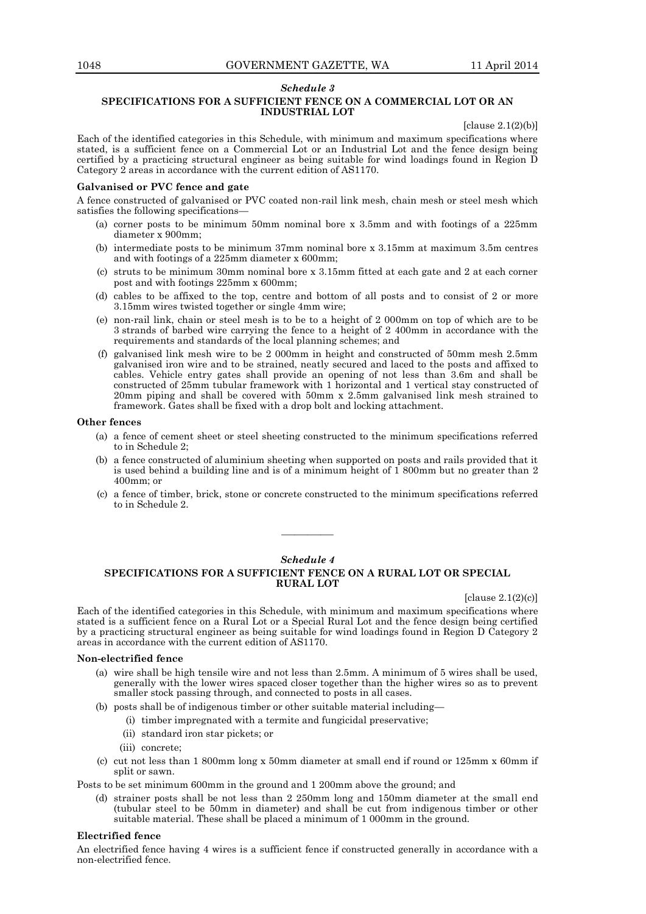### *Schedule 3*

### SPECIFICATIONS FOR A SUFFICIENT FENCE ON A COMMERCIAL LOT OR AN INDUSTRIAL LOT

[clause 2.1(2)(b)]

Each of the identified categories in this Schedule, with minimum and maximum specifications where stated, is a sufficient fence on a Commercial Lot or an Industrial Lot and the fence design being certified by a practicing structural engineer as being suitable for wind loadings found in Region D Category 2 areas in accordance with the current edition of AS1170.

**Galvanised or PVC fence and gate**

A fence constructed of galvanised or PVC coated non-rail link mesh, chain mesh or steel mesh which satisfies the following specifications—

(a) corner posts to be minimum 50mm nominal bore x 3.5mm and with footings of a 225mm diameter x 900mm;

(b) intermediate posts to be minimum 37mm nominal bore x 3.15mm at maximum 3.5m centres and with footings of a 225mm diameter x 600mm;

(c) struts to be minimum 30mm nominal bore x 3.15mm fitted at each gate and 2 at each corner post and with footings 225mm x 600mm;

(d) cables to be affixed to the top, centre and bottom of all posts and to consist of 2 or more 3.15mm wires twisted together or single 4mm wire;

(e) non-rail link, chain or steel mesh is to be to a height of 2 000mm on top of which are to be 3 strands of barbed wire carrying the fence to a height of 2 400mm in accordance with the requirements and standards of the local planning schemes; and

(f) galvanised link mesh wire to be 2 000mm in height and constructed of 50mm mesh 2.5mm galvanised iron wire and to be strained, neatly secured and laced to the posts and affixed to cables. Vehicle entry gates shall provide an opening of not less than 3.6m and shall be constructed of 25mm tubular framework with 1 horizontal and 1 vertical stay constructed of 20mm piping and shall be covered with 50mm x 2.5mm galvanised link mesh strained to framework. Gates shall be fixed with a drop bolt and locking attachment.

**Other fences**

(a) a fence of cement sheet or steel sheeting constructed to the minimum specifications referred to in Schedule 2;

(b) a fence constructed of aluminium sheeting when supported on posts and rails provided that it is used behind a building line and is of a minimum height of 1 800mm but no greater than 2 400mm; or

(c) a fence of timber, brick, stone or concrete constructed to the minimum specifications referred to in Schedule 2.

---

### *Schedule 4*

### SPECIFICATIONS FOR A SUFFICIENT FENCE ON A RURAL LOT OR SPECIAL RURAL LOT

[clause 2.1(2)(c)]

Each of the identified categories in this Schedule, with minimum and maximum specifications where stated is a sufficient fence on a Rural Lot or a Special Rural Lot and the fence design being certified by a practicing structural engineer as being suitable for wind loadings found in Region D Category 2 areas in accordance with the current edition of AS1170.

**Non-electrified fence**

(a) wire shall be high tensile wire and not less than 2.5mm. A minimum of 5 wires shall be used, generally with the lower wires spaced closer together than the higher wires so as to prevent smaller stock passing through, and connected to posts in all cases.

(b) posts shall be of indigenous timber or other suitable material including—

  (i) timber impregnated with a termite and fungicidal preservative;

  (ii) standard iron star pickets; or

  (iii) concrete;

(c) cut not less than 1 800mm long x 50mm diameter at small end if round or 125mm x 60mm if split or sawn.

Posts to be set minimum 600mm in the ground and 1 200mm above the ground; and

(d) strainer posts shall be not less than 2 250mm long and 150mm diameter at the small end (tubular steel to be 50mm in diameter) and shall be cut from indigenous timber or other suitable material. These shall be placed a minimum of 1 000mm in the ground.

**Electrified fence**

An electrified fence having 4 wires is a sufficient fence if constructed generally in accordance with a non-electrified fence.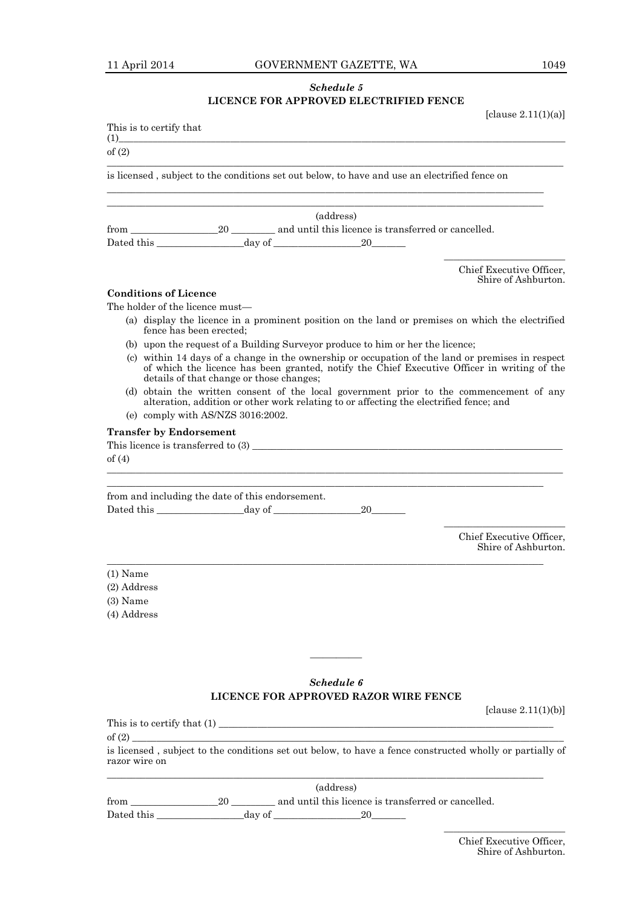## *Schedule 5*
## LICENCE FOR APPROVED ELECTRIFIED FENCE

[clause 2.11(1)(a)]

This is to certify that
(1)______________________________________________________________________________
of (2)
______________________________________________________________________________

is licensed , subject to the conditions set out below, to have and use an electrified fence on

______________________________________________________________________________
______________________________________________________________________________

(address)

from _________________20 _________ and until this licence is transferred or cancelled.

Dated this _________________day of _________________20_______

________________________
Chief Executive Officer,
Shire of Ashburton.

**Conditions of Licence**

The holder of the licence must—

(a) display the licence in a prominent position on the land or premises on which the electrified fence has been erected;

(b) upon the request of a Building Surveyor produce to him or her the licence;

(c) within 14 days of a change in the ownership or occupation of the land or premises in respect of which the licence has been granted, notify the Chief Executive Officer in writing of the details of that change or those changes;

(d) obtain the written consent of the local government prior to the commencement of any alteration, addition or other work relating to or affecting the electrified fence; and

(e) comply with AS/NZS 3016:2002.

**Transfer by Endorsement**

This licence is transferred to (3) _______________________________________________________
of (4)
______________________________________________________________________________
______________________________________________________________________________

from and including the date of this endorsement.

Dated this _________________day of _________________20_______

________________________
Chief Executive Officer,
Shire of Ashburton.

______________________________________________________________________________

(1) Name
(2) Address
(3) Name
(4) Address

---

## *Schedule 6*
## LICENCE FOR APPROVED RAZOR WIRE FENCE

[clause 2.11(1)(b)]

This is to certify that (1) _______________________________________________________
of (2) ______________________________________________________________________________
is licensed , subject to the conditions set out below, to have a fence constructed wholly or partially of razor wire on
______________________________________________________________________________

(address)

from _________________20 _________ and until this licence is transferred or cancelled.

Dated this _________________day of _________________20_______

________________________
Chief Executive Officer,
Shire of Ashburton.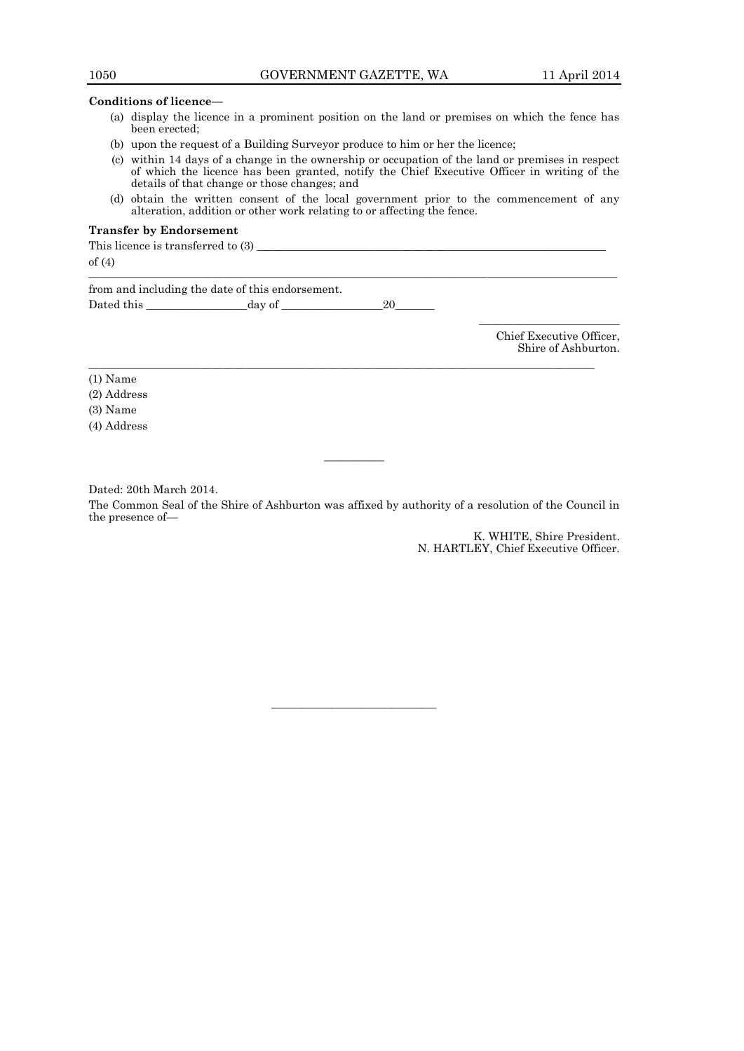**Conditions of licence—**

(a) display the licence in a prominent position on the land or premises on which the fence has been erected;

(b) upon the request of a Building Surveyor produce to him or her the licence;

(c) within 14 days of a change in the ownership or occupation of the land or premises in respect of which the licence has been granted, notify the Chief Executive Officer in writing of the details of that change or those changes; and

(d) obtain the written consent of the local government prior to the commencement of any alteration, addition or other work relating to or affecting the fence.

**Transfer by Endorsement**

This licence is transferred to (3) ____________________________________________

of (4) ____________________________________________

from and including the date of this endorsement.

Dated this ________________day of ________________20______

________________________
Chief Executive Officer,
Shire of Ashburton.

---

(1) Name

(2) Address

(3) Name

(4) Address

---

Dated: 20th March 2014.

The Common Seal of the Shire of Ashburton was affixed by authority of a resolution of the Council in the presence of—

K. WHITE, Shire President.
N. HARTLEY, Chief Executive Officer.

---